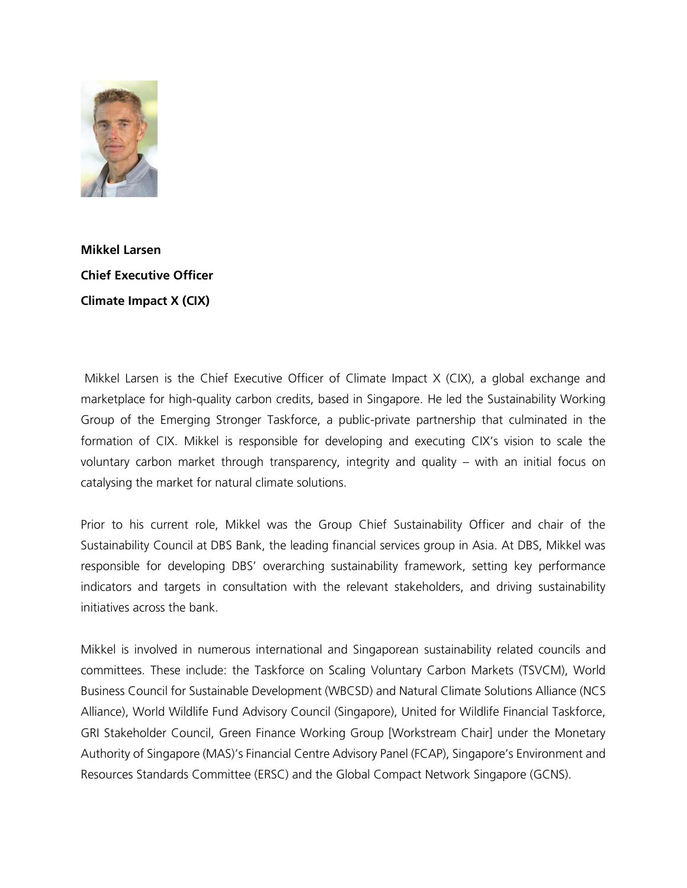**Mikkel Larsen**

**Chief Executive Officer**

**Climate Impact X (CIX)**

Mikkel Larsen is the Chief Executive Officer of Climate Impact X (CIX), a global exchange and marketplace for high-quality carbon credits, based in Singapore. He led the Sustainability Working Group of the Emerging Stronger Taskforce, a public-private partnership that culminated in the formation of CIX. Mikkel is responsible for developing and executing CIX's vision to scale the voluntary carbon market through transparency, integrity and quality – with an initial focus on catalysing the market for natural climate solutions.

Prior to his current role, Mikkel was the Group Chief Sustainability Officer and chair of the Sustainability Council at DBS Bank, the leading financial services group in Asia. At DBS, Mikkel was responsible for developing DBS' overarching sustainability framework, setting key performance indicators and targets in consultation with the relevant stakeholders, and driving sustainability initiatives across the bank.

Mikkel is involved in numerous international and Singaporean sustainability related councils and committees. These include: the Taskforce on Scaling Voluntary Carbon Markets (TSVCM), World Business Council for Sustainable Development (WBCSD) and Natural Climate Solutions Alliance (NCS Alliance), World Wildlife Fund Advisory Council (Singapore), United for Wildlife Financial Taskforce, GRI Stakeholder Council, Green Finance Working Group [Workstream Chair] under the Monetary Authority of Singapore (MAS)'s Financial Centre Advisory Panel (FCAP), Singapore's Environment and Resources Standards Committee (ERSC) and the Global Compact Network Singapore (GCNS).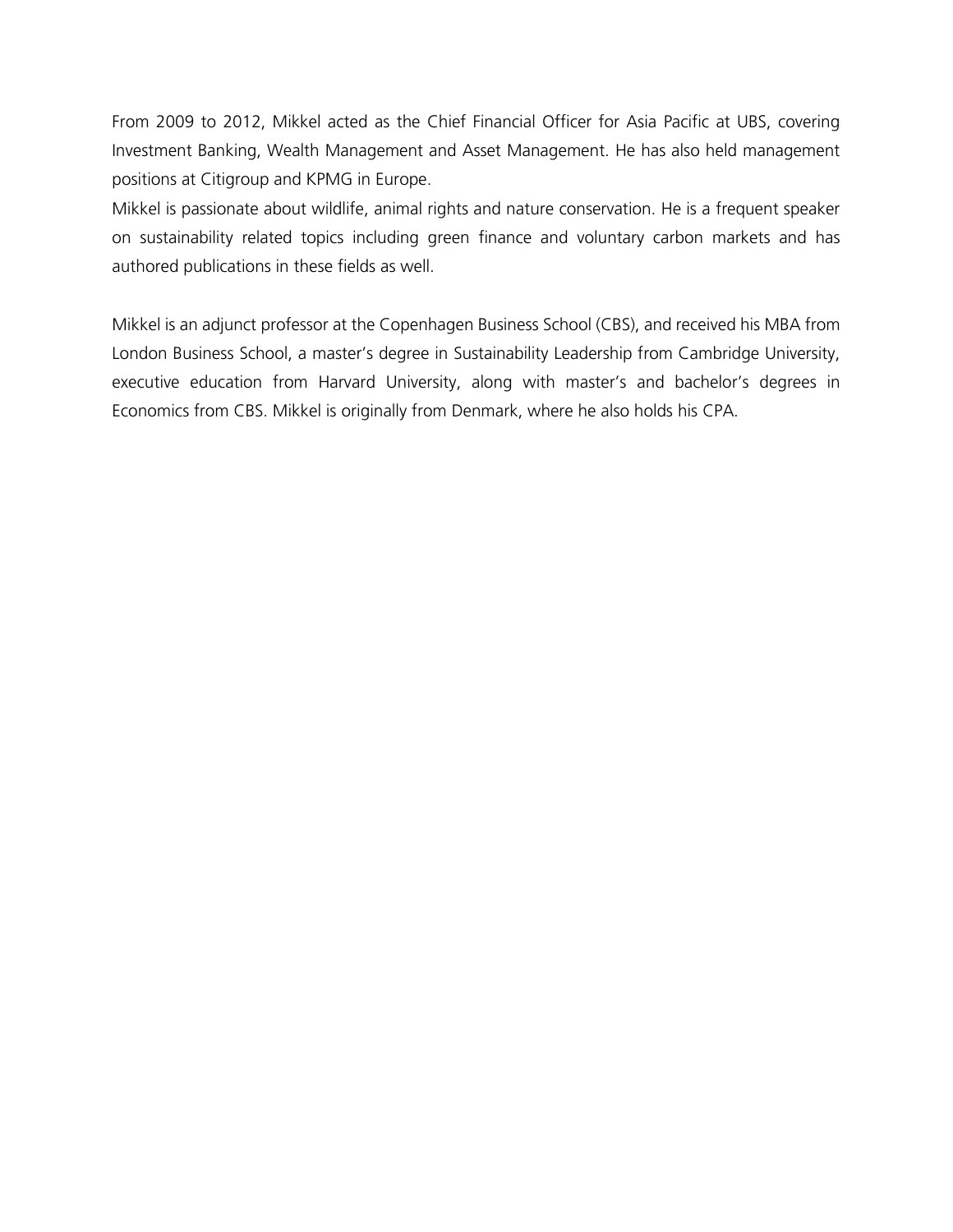From 2009 to 2012, Mikkel acted as the Chief Financial Officer for Asia Pacific at UBS, covering Investment Banking, Wealth Management and Asset Management. He has also held management positions at Citigroup and KPMG in Europe.

Mikkel is passionate about wildlife, animal rights and nature conservation. He is a frequent speaker on sustainability related topics including green finance and voluntary carbon markets and has authored publications in these fields as well.

Mikkel is an adjunct professor at the Copenhagen Business School (CBS), and received his MBA from London Business School, a master's degree in Sustainability Leadership from Cambridge University, executive education from Harvard University, along with master's and bachelor's degrees in Economics from CBS. Mikkel is originally from Denmark, where he also holds his CPA.